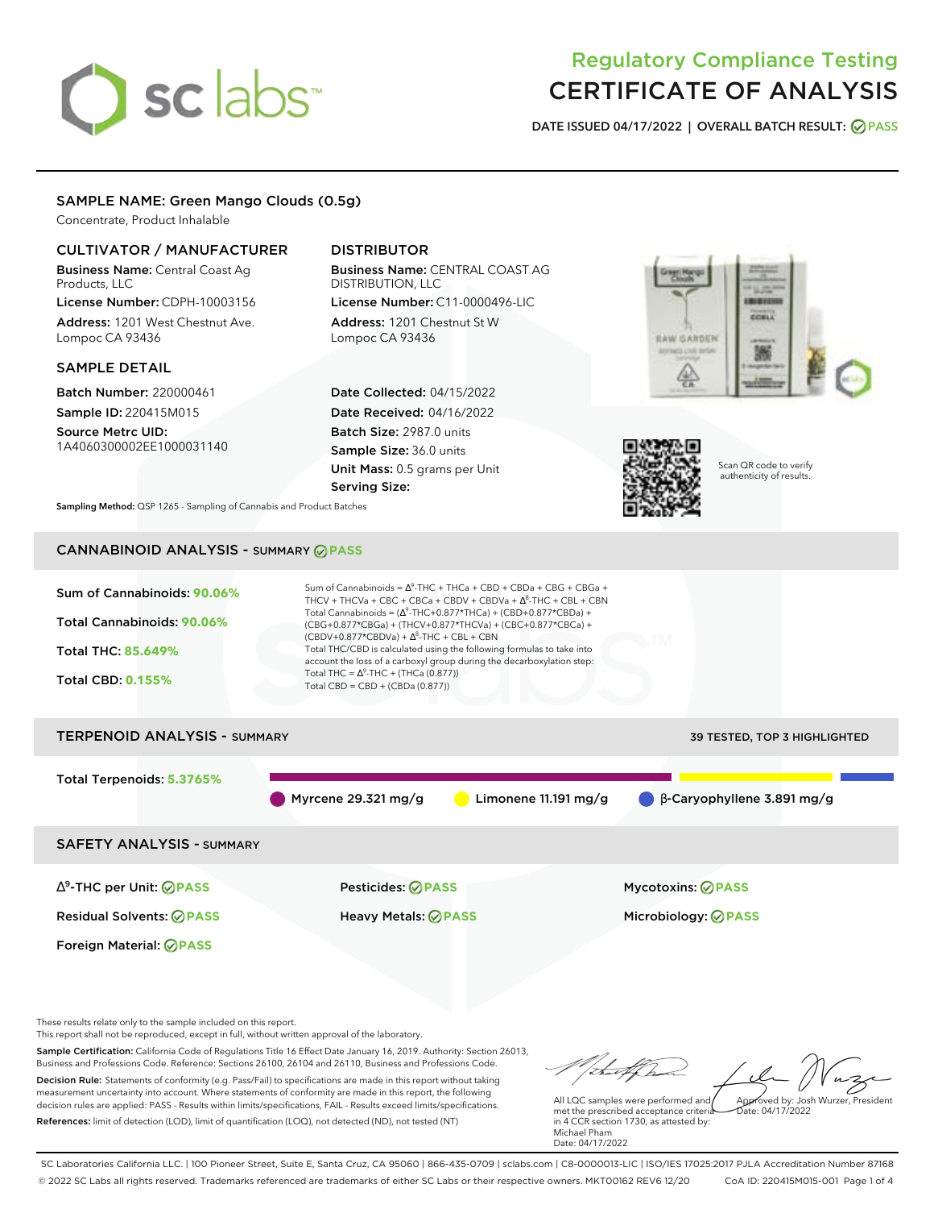# Regulatory Compliance Testing
# CERTIFICATE OF ANALYSIS

**DATE ISSUED 04/17/2022 | OVERALL BATCH RESULT: PASS**

## SAMPLE NAME: Green Mango Clouds (0.5g)

Concentrate, Product Inhalable

### CULTIVATOR / MANUFACTURER

**Business Name:** Central Coast Ag Products, LLC

**License Number:** CDPH-10003156

**Address:** 1201 West Chestnut Ave. Lompoc CA 93436

### DISTRIBUTOR

**Business Name:** CENTRAL COAST AG DISTRIBUTION, LLC

**License Number:** C11-0000496-LIC

**Address:** 1201 Chestnut St W Lompoc CA 93436

### SAMPLE DETAIL

**Batch Number:** 220000461

**Sample ID:** 220415M015

**Source Metrc UID:** 1A4060300002EE1000031140

**Date Collected:** 04/15/2022

**Date Received:** 04/16/2022

**Batch Size:** 2987.0 units

**Sample Size:** 36.0 units

**Unit Mass:** 0.5 grams per Unit

**Serving Size:**

Scan QR code to verify authenticity of results.

**Sampling Method:** QSP 1265 - Sampling of Cannabis and Product Batches

## CANNABINOID ANALYSIS - SUMMARY PASS

**Sum of Cannabinoids: 90.06%**

**Total Cannabinoids: 90.06%**

**Total THC: 85.649%**

**Total CBD: 0.155%**

Sum of Cannabinoids = $\Delta^9$-THC + THCa + CBD + CBDa + CBG + CBGa + THCV + THCVa + CBC + CBCa + CBDV + CBDVa + $\Delta^8$-THC + CBL + CBN

Total Cannabinoids = ($\Delta^9$-THC+0.877*THCa) + (CBD+0.877*CBDa) + (CBG+0.877*CBGa) + (THCV+0.877*THCVa) + (CBC+0.877*CBCa) + (CBDV+0.877*CBDVa) + $\Delta^8$-THC + CBL + CBN

Total THC/CBD is calculated using the following formulas to take into account the loss of a carboxyl group during the decarboxylation step:

Total THC = $\Delta^9$-THC + (THCa (0.877))

Total CBD = CBD + (CBDa (0.877))

## TERPENOID ANALYSIS - SUMMARY

39 TESTED, TOP 3 HIGHLIGHTED

**Total Terpenoids: 5.3765%**

Myrcene 29.321 mg/g | Limonene 11.191 mg/g | β-Caryophyllene 3.891 mg/g

## SAFETY ANALYSIS - SUMMARY

| | | |
|---|---|---|
| $\Delta^9$-THC per Unit: PASS | Pesticides: PASS | Mycotoxins: PASS |
| Residual Solvents: PASS | Heavy Metals: PASS | Microbiology: PASS |
| Foreign Material: PASS | | |

These results relate only to the sample included on this report.
This report shall not be reproduced, except in full, without written approval of the laboratory.

**Sample Certification:** California Code of Regulations Title 16 Effect Date January 16, 2019. Authority: Section 26013, Business and Professions Code. Reference: Sections 26100, 26104 and 26110, Business and Professions Code.

**Decision Rule:** Statements of conformity (e.g. Pass/Fail) to specifications are made in this report without taking measurement uncertainty into account. Where statements of conformity are made in this report, the following decision rules are applied: PASS - Results within limits/specifications, FAIL - Results exceed limits/specifications.

**References:** limit of detection (LOD), limit of quantification (LOQ), not detected (ND), not tested (NT)

All LQC samples were performed and met the prescribed acceptance criteria in 4 CCR section 1730, as attested by: Michael Pham
Date: 04/17/2022

Approved by: Josh Wurzer, President
Date: 04/17/2022

SC Laboratories California LLC. | 100 Pioneer Street, Suite E, Santa Cruz, CA 95060 | 866-435-0709 | sclabs.com | C8-0000013-LIC | ISO/IES 17025:2017 PJLA Accreditation Number 87168
© 2022 SC Labs all rights reserved. Trademarks referenced are trademarks of either SC Labs or their respective owners. MKT00162 REV6 12/20 CoA ID: 220415M015-001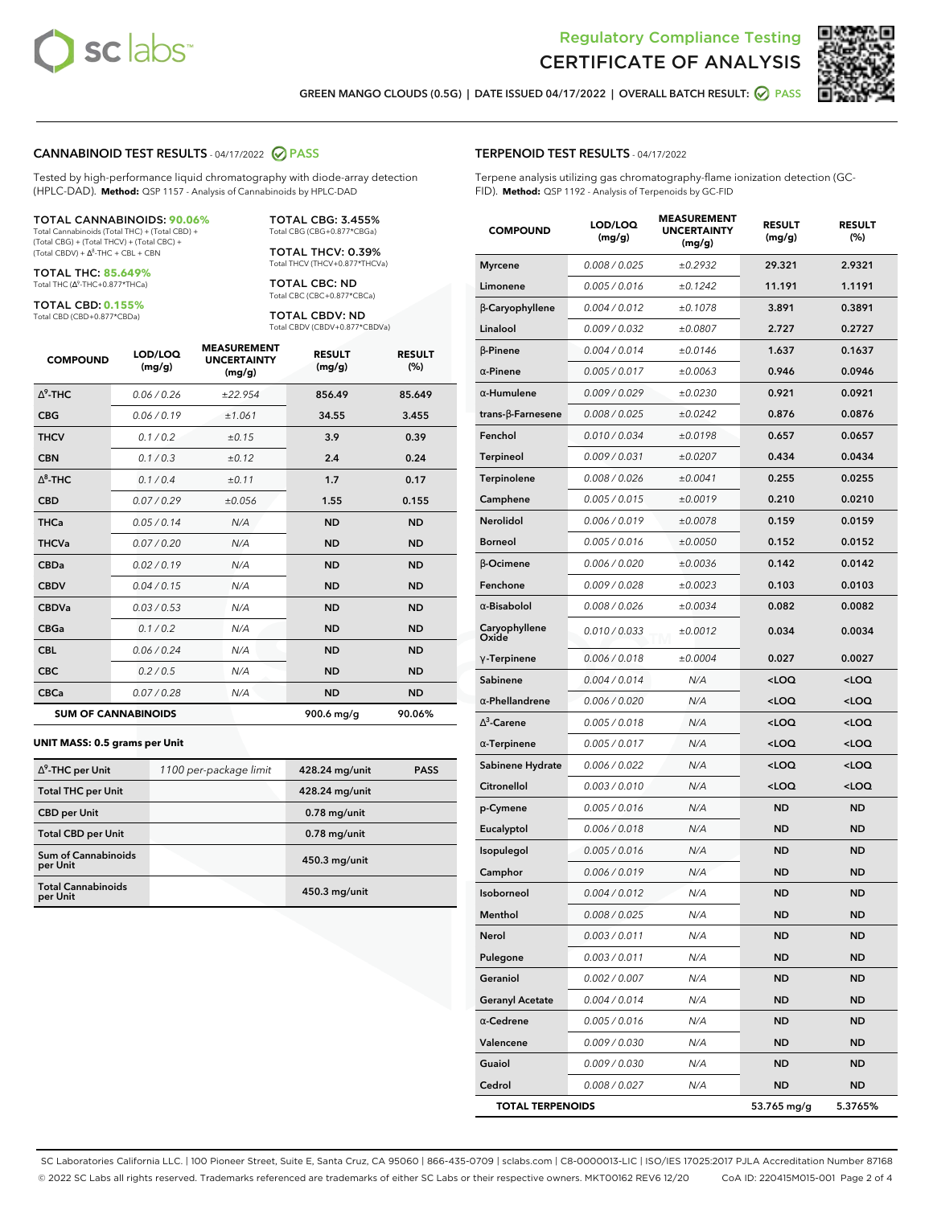Regulatory Compliance Testing
# CERTIFICATE OF ANALYSIS

GREEN MANGO CLOUDS (0.5G) | DATE ISSUED 04/17/2022 | OVERALL BATCH RESULT: PASS

## CANNABINOID TEST RESULTS - 04/17/2022 PASS

Tested by high-performance liquid chromatography with diode-array detection (HPLC-DAD). **Method:** QSP 1157 - Analysis of Cannabinoids by HPLC-DAD

**TOTAL CANNABINOIDS: 90.06%**
Total Cannabinoids (Total THC) + (Total CBD) + (Total CBG) + (Total THCV) + (Total CBC) + (Total CBDV) + $\Delta^8$-THC + CBL + CBN

**TOTAL THC: 85.649%**
Total THC ($\Delta^9$-THC+0.877*THCa)

**TOTAL CBD: 0.155%**
Total CBD (CBD+0.877*CBDa)

**TOTAL CBG: 3.455%**
Total CBG (CBG+0.877*CBGa)

**TOTAL THCV: 0.39%**
Total THCV (THCV+0.877*THCVa)

**TOTAL CBC: ND**
Total CBC (CBC+0.877*CBCa)

**TOTAL CBDV: ND**
Total CBDV (CBDV+0.877*CBDVa)

| COMPOUND | LOD/LOQ (mg/g) | MEASUREMENT UNCERTAINTY (mg/g) | RESULT (mg/g) | RESULT (%) |
|---|---|---|---|---|
| $\Delta^9$-THC | 0.06 / 0.26 | ±22.954 | 856.49 | 85.649 |
| CBG | 0.06 / 0.19 | ±1.061 | 34.55 | 3.455 |
| THCV | 0.1 / 0.2 | ±0.15 | 3.9 | 0.39 |
| CBN | 0.1 / 0.3 | ±0.12 | 2.4 | 0.24 |
| $\Delta^8$-THC | 0.1 / 0.4 | ±0.11 | 1.7 | 0.17 |
| CBD | 0.07 / 0.29 | ±0.056 | 1.55 | 0.155 |
| THCa | 0.05 / 0.14 | N/A | ND | ND |
| THCVa | 0.07 / 0.20 | N/A | ND | ND |
| CBDa | 0.02 / 0.19 | N/A | ND | ND |
| CBDV | 0.04 / 0.15 | N/A | ND | ND |
| CBDVa | 0.03 / 0.53 | N/A | ND | ND |
| CBGa | 0.1 / 0.2 | N/A | ND | ND |
| CBL | 0.06 / 0.24 | N/A | ND | ND |
| CBC | 0.2 / 0.5 | N/A | ND | ND |
| CBCa | 0.07 / 0.28 | N/A | ND | ND |
| **SUM OF CANNABINOIDS** | | | 900.6 mg/g | 90.06% |

**UNIT MASS: 0.5 grams per Unit**

| | | | |
|---|---|---|---|
| $\Delta^9$-THC per Unit | 1100 per-package limit | 428.24 mg/unit | PASS |
| Total THC per Unit | | 428.24 mg/unit | |
| CBD per Unit | | 0.78 mg/unit | |
| Total CBD per Unit | | 0.78 mg/unit | |
| Sum of Cannabinoids per Unit | | 450.3 mg/unit | |
| Total Cannabinoids per Unit | | 450.3 mg/unit | |

## TERPENOID TEST RESULTS - 04/17/2022

Terpene analysis utilizing gas chromatography-flame ionization detection (GC-FID). **Method:** QSP 1192 - Analysis of Terpenoids by GC-FID

| COMPOUND | LOD/LOQ (mg/g) | MEASUREMENT UNCERTAINTY (mg/g) | RESULT (mg/g) | RESULT (%) |
|---|---|---|---|---|
| Myrcene | 0.008 / 0.025 | ±0.2932 | 29.321 | 2.9321 |
| Limonene | 0.005 / 0.016 | ±0.1242 | 11.191 | 1.1191 |
| β-Caryophyllene | 0.004 / 0.012 | ±0.1078 | 3.891 | 0.3891 |
| Linalool | 0.009 / 0.032 | ±0.0807 | 2.727 | 0.2727 |
| β-Pinene | 0.004 / 0.014 | ±0.0146 | 1.637 | 0.1637 |
| α-Pinene | 0.005 / 0.017 | ±0.0063 | 0.946 | 0.0946 |
| α-Humulene | 0.009 / 0.029 | ±0.0230 | 0.921 | 0.0921 |
| trans-β-Farnesene | 0.008 / 0.025 | ±0.0242 | 0.876 | 0.0876 |
| Fenchol | 0.010 / 0.034 | ±0.0198 | 0.657 | 0.0657 |
| Terpineol | 0.009 / 0.031 | ±0.0207 | 0.434 | 0.0434 |
| Terpinolene | 0.008 / 0.026 | ±0.0041 | 0.255 | 0.0255 |
| Camphene | 0.005 / 0.015 | ±0.0019 | 0.210 | 0.0210 |
| Nerolidol | 0.006 / 0.019 | ±0.0078 | 0.159 | 0.0159 |
| Borneol | 0.005 / 0.016 | ±0.0050 | 0.152 | 0.0152 |
| β-Ocimene | 0.006 / 0.020 | ±0.0036 | 0.142 | 0.0142 |
| Fenchone | 0.009 / 0.028 | ±0.0023 | 0.103 | 0.0103 |
| α-Bisabolol | 0.008 / 0.026 | ±0.0034 | 0.082 | 0.0082 |
| Caryophyllene Oxide | 0.010 / 0.033 | ±0.0012 | 0.034 | 0.0034 |
| γ-Terpinene | 0.006 / 0.018 | ±0.0004 | 0.027 | 0.0027 |
| Sabinene | 0.004 / 0.014 | N/A | <LOQ | <LOQ |
| α-Phellandrene | 0.006 / 0.020 | N/A | <LOQ | <LOQ |
| $\Delta^3$-Carene | 0.005 / 0.018 | N/A | <LOQ | <LOQ |
| α-Terpinene | 0.005 / 0.017 | N/A | <LOQ | <LOQ |
| Sabinene Hydrate | 0.006 / 0.022 | N/A | <LOQ | <LOQ |
| Citronellol | 0.003 / 0.010 | N/A | <LOQ | <LOQ |
| p-Cymene | 0.005 / 0.016 | N/A | ND | ND |
| Eucalyptol | 0.006 / 0.018 | N/A | ND | ND |
| Isopulegol | 0.005 / 0.016 | N/A | ND | ND |
| Camphor | 0.006 / 0.019 | N/A | ND | ND |
| Isoborneol | 0.004 / 0.012 | N/A | ND | ND |
| Menthol | 0.008 / 0.025 | N/A | ND | ND |
| Nerol | 0.003 / 0.011 | N/A | ND | ND |
| Pulegone | 0.003 / 0.011 | N/A | ND | ND |
| Geraniol | 0.002 / 0.007 | N/A | ND | ND |
| Geranyl Acetate | 0.004 / 0.014 | N/A | ND | ND |
| α-Cedrene | 0.005 / 0.016 | N/A | ND | ND |
| Valencene | 0.009 / 0.030 | N/A | ND | ND |
| Guaiol | 0.009 / 0.030 | N/A | ND | ND |
| Cedrol | 0.008 / 0.027 | N/A | ND | ND |
| **TOTAL TERPENOIDS** | | | 53.765 mg/g | 5.3765% |

SC Laboratories California LLC. | 100 Pioneer Street, Suite E, Santa Cruz, CA 95060 | 866-435-0709 | sclabs.com | C8-0000013-LIC | ISO/IES 17025:2017 PJLA Accreditation Number 87168
© 2022 SC Labs all rights reserved. Trademarks referenced are trademarks of either SC Labs or their respective owners. MKT00162 REV6 12/20 CoA ID: 220415M015-001